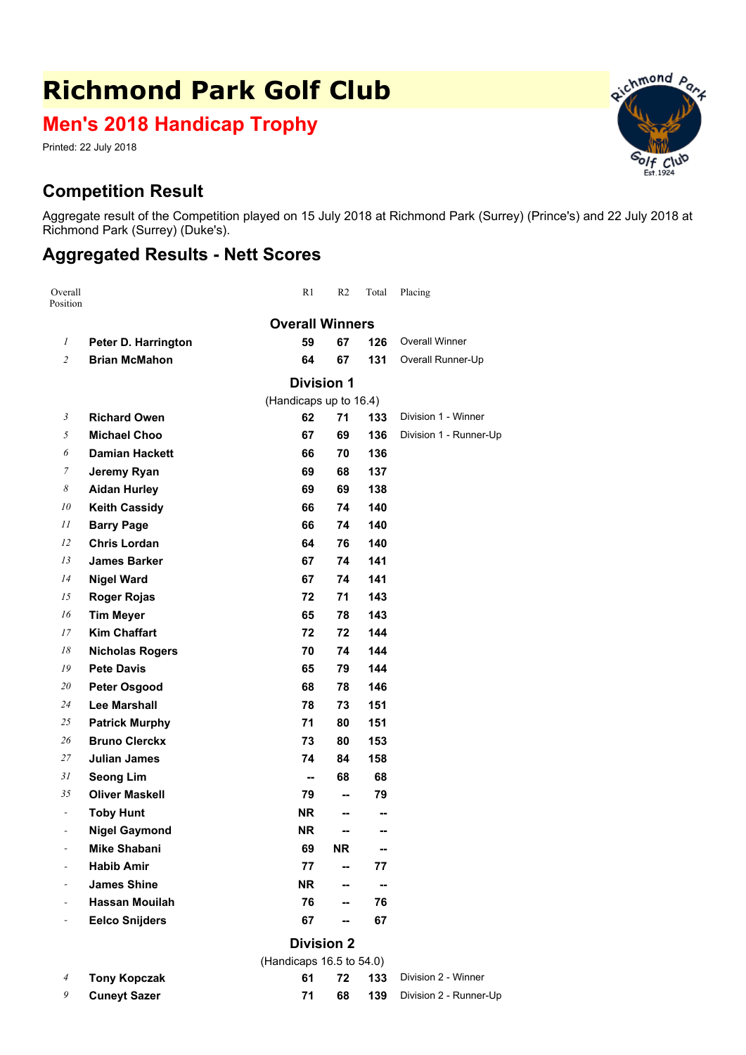# Richmond Park Golf Club

## Men's 2018 Handicap Trophy

Printed: 22 July 2018

## Competition Result

Aggregate result of the Competition played on 15 July 2018 at Richmond Park (Surrey) (Prince's) and 22 July 2018 at Richmond Park (Surrey) (Duke's).

## Aggregated Results - Nett Scores

| Overall Position | | R1 | R2 | Total | Placing |
|---|---|---|---|---|---|
| | **Overall Winners** | | | | |
| *1* | **Peter D. Harrington** | **59** | **67** | **126** | Overall Winner |
| *2* | **Brian McMahon** | **64** | **67** | **131** | Overall Runner-Up |
| | **Division 1** (Handicaps up to 16.4) | | | | |
| *3* | **Richard Owen** | **62** | **71** | **133** | Division 1 - Winner |
| *5* | **Michael Choo** | **67** | **69** | **136** | Division 1 - Runner-Up |
| *6* | **Damian Hackett** | **66** | **70** | **136** | |
| *7* | **Jeremy Ryan** | **69** | **68** | **137** | |
| *8* | **Aidan Hurley** | **69** | **69** | **138** | |
| *10* | **Keith Cassidy** | **66** | **74** | **140** | |
| *11* | **Barry Page** | **66** | **74** | **140** | |
| *12* | **Chris Lordan** | **64** | **76** | **140** | |
| *13* | **James Barker** | **67** | **74** | **141** | |
| *14* | **Nigel Ward** | **67** | **74** | **141** | |
| *15* | **Roger Rojas** | **72** | **71** | **143** | |
| *16* | **Tim Meyer** | **65** | **78** | **143** | |
| *17* | **Kim Chaffart** | **72** | **72** | **144** | |
| *18* | **Nicholas Rogers** | **70** | **74** | **144** | |
| *19* | **Pete Davis** | **65** | **79** | **144** | |
| *20* | **Peter Osgood** | **68** | **78** | **146** | |
| *24* | **Lee Marshall** | **78** | **73** | **151** | |
| *25* | **Patrick Murphy** | **71** | **80** | **151** | |
| *26* | **Bruno Clerckx** | **73** | **80** | **153** | |
| *27* | **Julian James** | **74** | **84** | **158** | |
| *31* | **Seong Lim** | **--** | **68** | **68** | |
| *35* | **Oliver Maskell** | **79** | **--** | **79** | |
| - | **Toby Hunt** | **NR** | **--** | **--** | |
| - | **Nigel Gaymond** | **NR** | **--** | **--** | |
| - | **Mike Shabani** | **69** | **NR** | **--** | |
| - | **Habib Amir** | **77** | **--** | **77** | |
| - | **James Shine** | **NR** | **--** | **--** | |
| - | **Hassan Mouilah** | **76** | **--** | **76** | |
| - | **Eelco Snijders** | **67** | **--** | **67** | |
| | **Division 2** (Handicaps 16.5 to 54.0) | | | | |
| *4* | **Tony Kopczak** | **61** | **72** | **133** | Division 2 - Winner |
| *9* | **Cuneyt Sazer** | **71** | **68** | **139** | Division 2 - Runner-Up |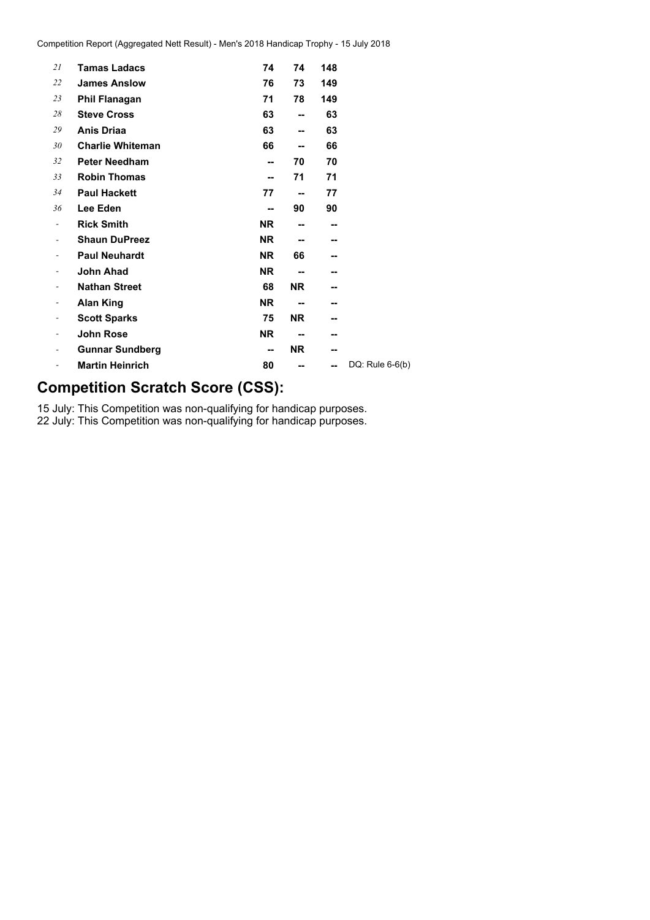| | | | | | |
|---|---|---|---|---|---|
| 21 | **Tamas Ladacs** | **74** | **74** | **148** | |
| 22 | **James Anslow** | **76** | **73** | **149** | |
| 23 | **Phil Flanagan** | **71** | **78** | **149** | |
| 28 | **Steve Cross** | **63** | **--** | **63** | |
| 29 | **Anis Driaa** | **63** | **--** | **63** | |
| 30 | **Charlie Whiteman** | **66** | **--** | **66** | |
| 32 | **Peter Needham** | **--** | **70** | **70** | |
| 33 | **Robin Thomas** | **--** | **71** | **71** | |
| 34 | **Paul Hackett** | **77** | **--** | **77** | |
| 36 | **Lee Eden** | **--** | **90** | **90** | |
| - | **Rick Smith** | **NR** | **--** | **--** | |
| - | **Shaun DuPreez** | **NR** | **--** | **--** | |
| - | **Paul Neuhardt** | **NR** | **66** | **--** | |
| - | **John Ahad** | **NR** | **--** | **--** | |
| - | **Nathan Street** | **68** | **NR** | **--** | |
| - | **Alan King** | **NR** | **--** | **--** | |
| - | **Scott Sparks** | **75** | **NR** | **--** | |
| - | **John Rose** | **NR** | **--** | **--** | |
| - | **Gunnar Sundberg** | **--** | **NR** | **--** | |
| - | **Martin Heinrich** | **80** | **--** | **--** | DQ: Rule 6-6(b) |

## Competition Scratch Score (CSS):

15 July: This Competition was non-qualifying for handicap purposes.
22 July: This Competition was non-qualifying for handicap purposes.